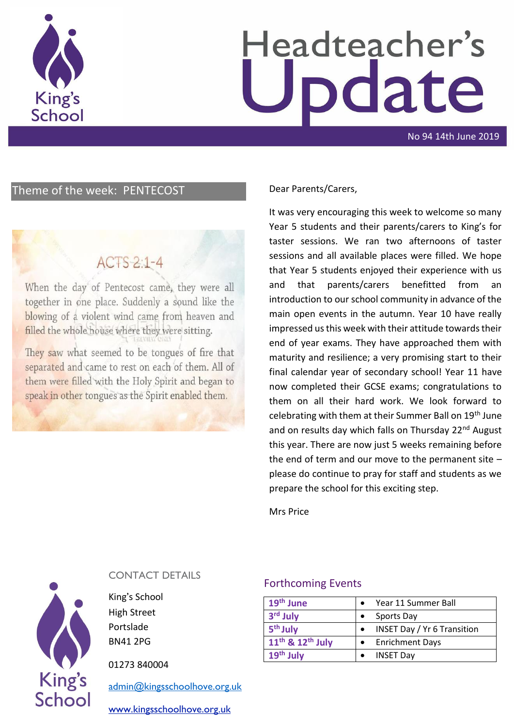# King's School

# Headteacher's Update

No 94 14th June 2019

## Theme of the week: PENTECOST

ACTS 2:1-4

When the day of Pentecost came, they were all together in one place. Suddenly a sound like the blowing of a violent wind came from heaven and filled the whole house where they were sitting.

They saw what seemed to be tongues of fire that separated and came to rest on each of them. All of them were filled with the Holy Spirit and began to speak in other tongues as the Spirit enabled them.

Dear Parents/Carers,

It was very encouraging this week to welcome so many Year 5 students and their parents/carers to King's for taster sessions. We ran two afternoons of taster sessions and all available places were filled. We hope that Year 5 students enjoyed their experience with us and that parents/carers benefitted from an introduction to our school community in advance of the main open events in the autumn. Year 10 have really impressed us this week with their attitude towards their end of year exams. They have approached them with maturity and resilience; a very promising start to their final calendar year of secondary school! Year 11 have now completed their GCSE exams; congratulations to them on all their hard work. We look forward to celebrating with them at their Summer Ball on 19th June and on results day which falls on Thursday 22nd August this year. There are now just 5 weeks remaining before the end of term and our move to the permanent site – please do continue to pray for staff and students as we prepare the school for this exciting step.

Mrs Price

## CONTACT DETAILS

King's School
High Street
Portslade
BN41 2PG

01273 840004

admin@kingsschoolhove.org.uk

www.kingsschoolhove.org.uk

## Forthcoming Events

| Date | Event |
|---|---|
| 19th June | Year 11 Summer Ball |
| 3rd July | Sports Day |
| 5th July | INSET Day / Yr 6 Transition |
| 11th & 12th July | Enrichment Days |
| 19th July | INSET Day |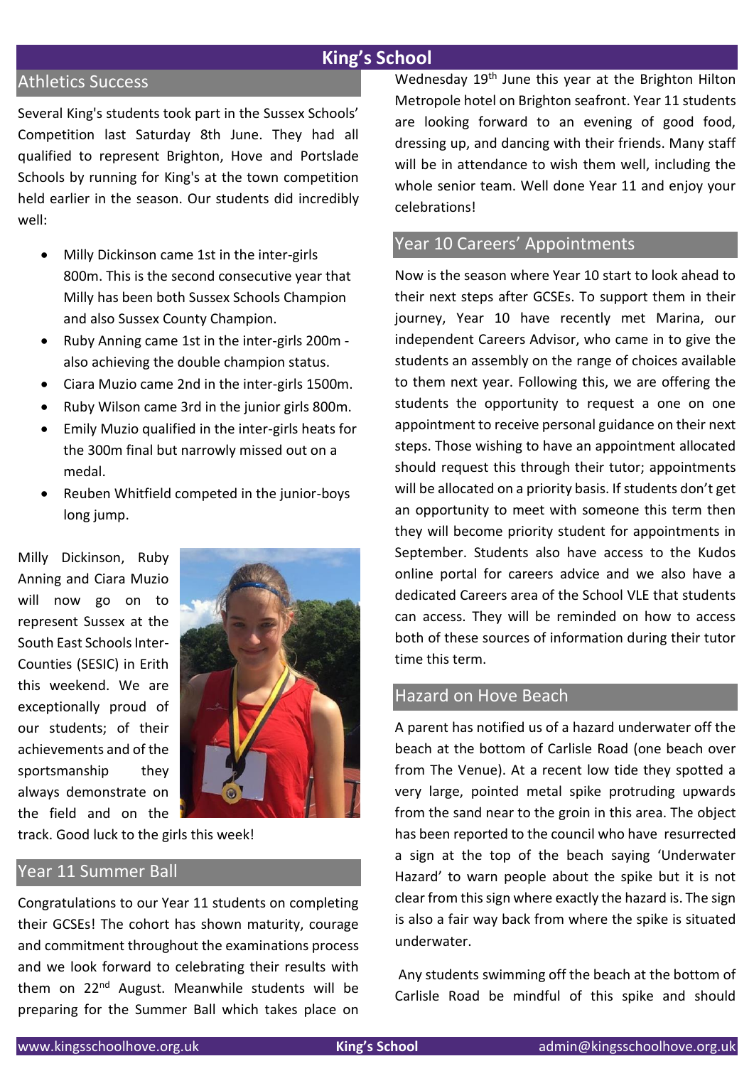# King's School

## Athletics Success

Several King's students took part in the Sussex Schools' Competition last Saturday 8th June. They had all qualified to represent Brighton, Hove and Portslade Schools by running for King's at the town competition held earlier in the season. Our students did incredibly well:

- Milly Dickinson came 1st in the inter-girls 800m. This is the second consecutive year that Milly has been both Sussex Schools Champion and also Sussex County Champion.
- Ruby Anning came 1st in the inter-girls 200m - also achieving the double champion status.
- Ciara Muzio came 2nd in the inter-girls 1500m.
- Ruby Wilson came 3rd in the junior girls 800m.
- Emily Muzio qualified in the inter-girls heats for the 300m final but narrowly missed out on a medal.
- Reuben Whitfield competed in the junior-boys long jump.

Milly Dickinson, Ruby Anning and Ciara Muzio will now go on to represent Sussex at the South East Schools Inter-Counties (SESIC) in Erith this weekend. We are exceptionally proud of our students; of their achievements and of the sportsmanship they always demonstrate on the field and on the track. Good luck to the girls this week!

## Year 11 Summer Ball

Congratulations to our Year 11 students on completing their GCSEs! The cohort has shown maturity, courage and commitment throughout the examinations process and we look forward to celebrating their results with them on 22nd August. Meanwhile students will be preparing for the Summer Ball which takes place on Wednesday 19th June this year at the Brighton Hilton Metropole hotel on Brighton seafront. Year 11 students are looking forward to an evening of good food, dressing up, and dancing with their friends. Many staff will be in attendance to wish them well, including the whole senior team. Well done Year 11 and enjoy your celebrations!

## Year 10 Careers' Appointments

Now is the season where Year 10 start to look ahead to their next steps after GCSEs. To support them in their journey, Year 10 have recently met Marina, our independent Careers Advisor, who came in to give the students an assembly on the range of choices available to them next year. Following this, we are offering the students the opportunity to request a one on one appointment to receive personal guidance on their next steps. Those wishing to have an appointment allocated should request this through their tutor; appointments will be allocated on a priority basis. If students don't get an opportunity to meet with someone this term then they will become priority student for appointments in September. Students also have access to the Kudos online portal for careers advice and we also have a dedicated Careers area of the School VLE that students can access. They will be reminded on how to access both of these sources of information during their tutor time this term.

## Hazard on Hove Beach

A parent has notified us of a hazard underwater off the beach at the bottom of Carlisle Road (one beach over from The Venue). At a recent low tide they spotted a very large, pointed metal spike protruding upwards from the sand near to the groin in this area. The object has been reported to the council who have resurrected a sign at the top of the beach saying 'Underwater Hazard' to warn people about the spike but it is not clear from this sign where exactly the hazard is. The sign is also a fair way back from where the spike is situated underwater.

Any students swimming off the beach at the bottom of Carlisle Road be mindful of this spike and should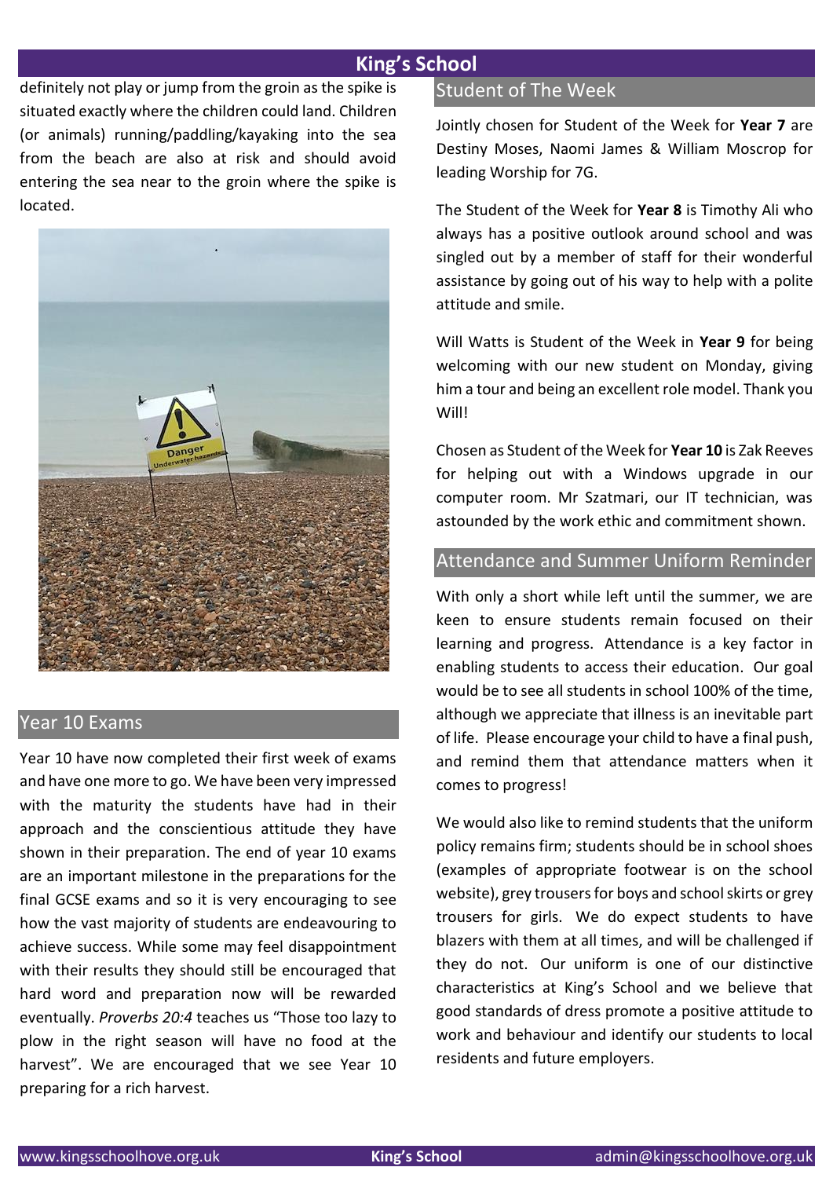definitely not play or jump from the groin as the spike is situated exactly where the children could land. Children (or animals) running/paddling/kayaking into the sea from the beach are also at risk and should avoid entering the sea near to the groin where the spike is located.

## Year 10 Exams

Year 10 have now completed their first week of exams and have one more to go. We have been very impressed with the maturity the students have had in their approach and the conscientious attitude they have shown in their preparation. The end of year 10 exams are an important milestone in the preparations for the final GCSE exams and so it is very encouraging to see how the vast majority of students are endeavouring to achieve success. While some may feel disappointment with their results they should still be encouraged that hard word and preparation now will be rewarded eventually. *Proverbs 20:4* teaches us "Those too lazy to plow in the right season will have no food at the harvest". We are encouraged that we see Year 10 preparing for a rich harvest.

## Student of The Week

Jointly chosen for Student of the Week for **Year 7** are Destiny Moses, Naomi James & William Moscrop for leading Worship for 7G.

The Student of the Week for **Year 8** is Timothy Ali who always has a positive outlook around school and was singled out by a member of staff for their wonderful assistance by going out of his way to help with a polite attitude and smile.

Will Watts is Student of the Week in **Year 9** for being welcoming with our new student on Monday, giving him a tour and being an excellent role model. Thank you Will!

Chosen as Student of the Week for **Year 10** is Zak Reeves for helping out with a Windows upgrade in our computer room. Mr Szatmari, our IT technician, was astounded by the work ethic and commitment shown.

## Attendance and Summer Uniform Reminder

With only a short while left until the summer, we are keen to ensure students remain focused on their learning and progress. Attendance is a key factor in enabling students to access their education. Our goal would be to see all students in school 100% of the time, although we appreciate that illness is an inevitable part of life. Please encourage your child to have a final push, and remind them that attendance matters when it comes to progress!

We would also like to remind students that the uniform policy remains firm; students should be in school shoes (examples of appropriate footwear is on the school website), grey trousers for boys and school skirts or grey trousers for girls. We do expect students to have blazers with them at all times, and will be challenged if they do not. Our uniform is one of our distinctive characteristics at King's School and we believe that good standards of dress promote a positive attitude to work and behaviour and identify our students to local residents and future employers.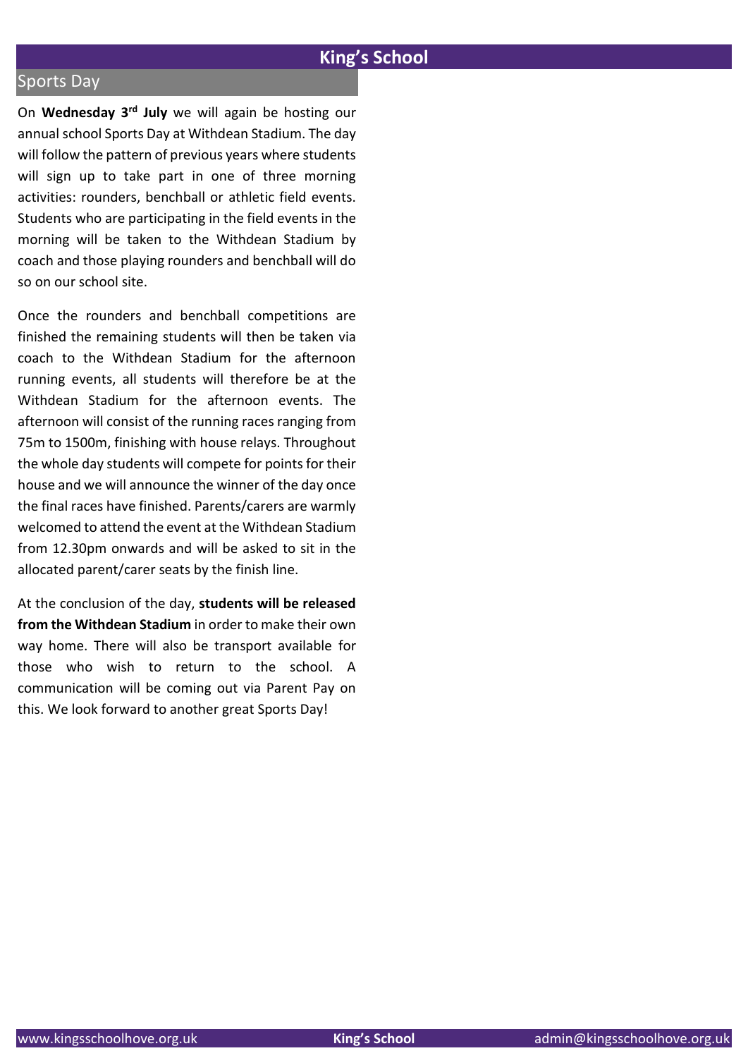## Sports Day

On **Wednesday 3rd July** we will again be hosting our annual school Sports Day at Withdean Stadium. The day will follow the pattern of previous years where students will sign up to take part in one of three morning activities: rounders, benchball or athletic field events. Students who are participating in the field events in the morning will be taken to the Withdean Stadium by coach and those playing rounders and benchball will do so on our school site.

Once the rounders and benchball competitions are finished the remaining students will then be taken via coach to the Withdean Stadium for the afternoon running events, all students will therefore be at the Withdean Stadium for the afternoon events. The afternoon will consist of the running races ranging from 75m to 1500m, finishing with house relays. Throughout the whole day students will compete for points for their house and we will announce the winner of the day once the final races have finished. Parents/carers are warmly welcomed to attend the event at the Withdean Stadium from 12.30pm onwards and will be asked to sit in the allocated parent/carer seats by the finish line.

At the conclusion of the day, **students will be released from the Withdean Stadium** in order to make their own way home. There will also be transport available for those who wish to return to the school. A communication will be coming out via Parent Pay on this. We look forward to another great Sports Day!